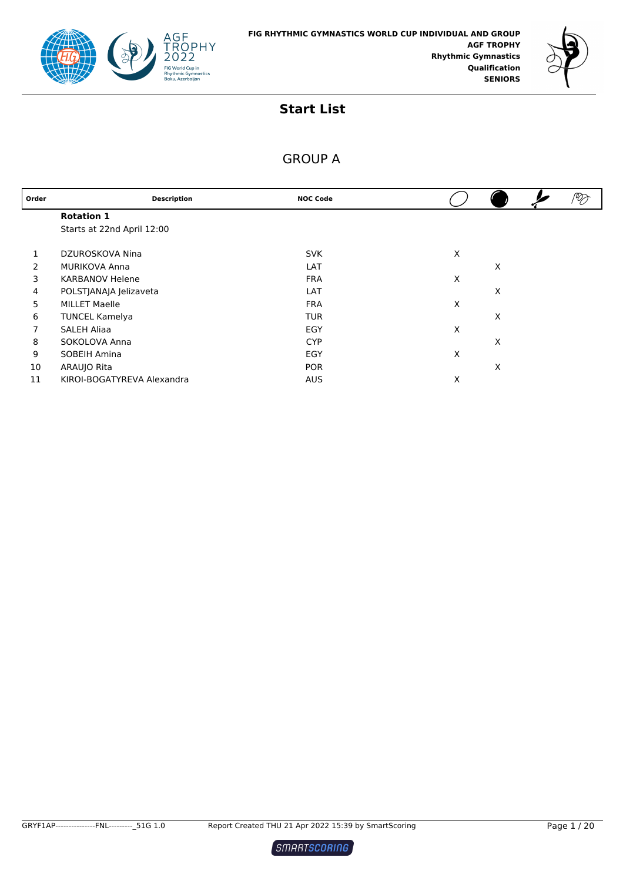FIG RHYTHMIC GYMNASTICS WORLD CUP INDIVIDUAL AND GROUP
**AGF TROPHY**
**Rhythmic Gymnastics**
**Qualification**
**SENIORS**

# Start List

## GROUP A

| Order | Description | NOC Code | Hoop | Ball | Clubs | Ribbon |
|---|---|---|---|---|---|---|
| | **Rotation 1** | | | | | |
| | Starts at 22nd April 12:00 | | | | | |
| 1 | DZUROSKOVA Nina | SVK | X | | | |
| 2 | MURIKOVA Anna | LAT | | X | | |
| 3 | KARBANOV Helene | FRA | X | | | |
| 4 | POLSTJANAJA Jelizaveta | LAT | | X | | |
| 5 | MILLET Maelle | FRA | X | | | |
| 6 | TUNCEL Kamelya | TUR | | X | | |
| 7 | SALEH Aliaa | EGY | X | | | |
| 8 | SOKOLOVA Anna | CYP | | X | | |
| 9 | SOBEIH Amina | EGY | X | | | |
| 10 | ARAUJO Rita | POR | | X | | |
| 11 | KIROI-BOGATYREVA Alexandra | AUS | X | | | |

GRYF1AP---------------FNL---------_51G 1.0 Report Created THU 21 Apr 2022 15:39 by SmartScoring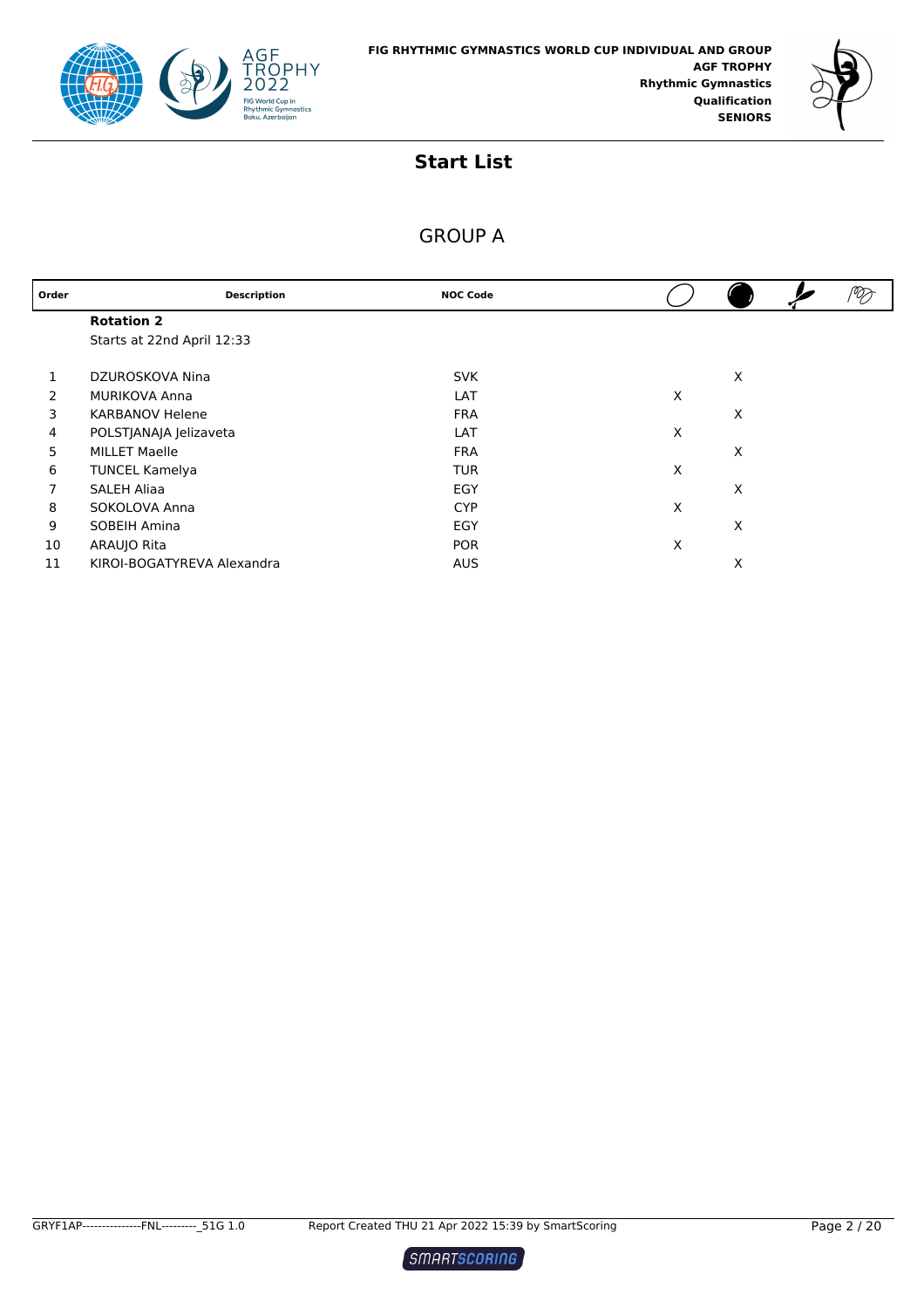# Start List

## GROUP A

| Order | Description | NOC Code | Hoop | Ball | Clubs | Ribbon |
|---|---|---|---|---|---|---|
| | **Rotation 2** | | | | | |
| | Starts at 22nd April 12:33 | | | | | |
| 1 | DZUROSKOVA Nina | SVK | | X | | |
| 2 | MURIKOVA Anna | LAT | X | | | |
| 3 | KARBANOV Helene | FRA | | X | | |
| 4 | POLSTJANAJA Jelizaveta | LAT | X | | | |
| 5 | MILLET Maelle | FRA | | X | | |
| 6 | TUNCEL Kamelya | TUR | X | | | |
| 7 | SALEH Aliaa | EGY | | X | | |
| 8 | SOKOLOVA Anna | CYP | X | | | |
| 9 | SOBEIH Amina | EGY | | X | | |
| 10 | ARAUJO Rita | POR | X | | | |
| 11 | KIROI-BOGATYREVA Alexandra | AUS | | X | | |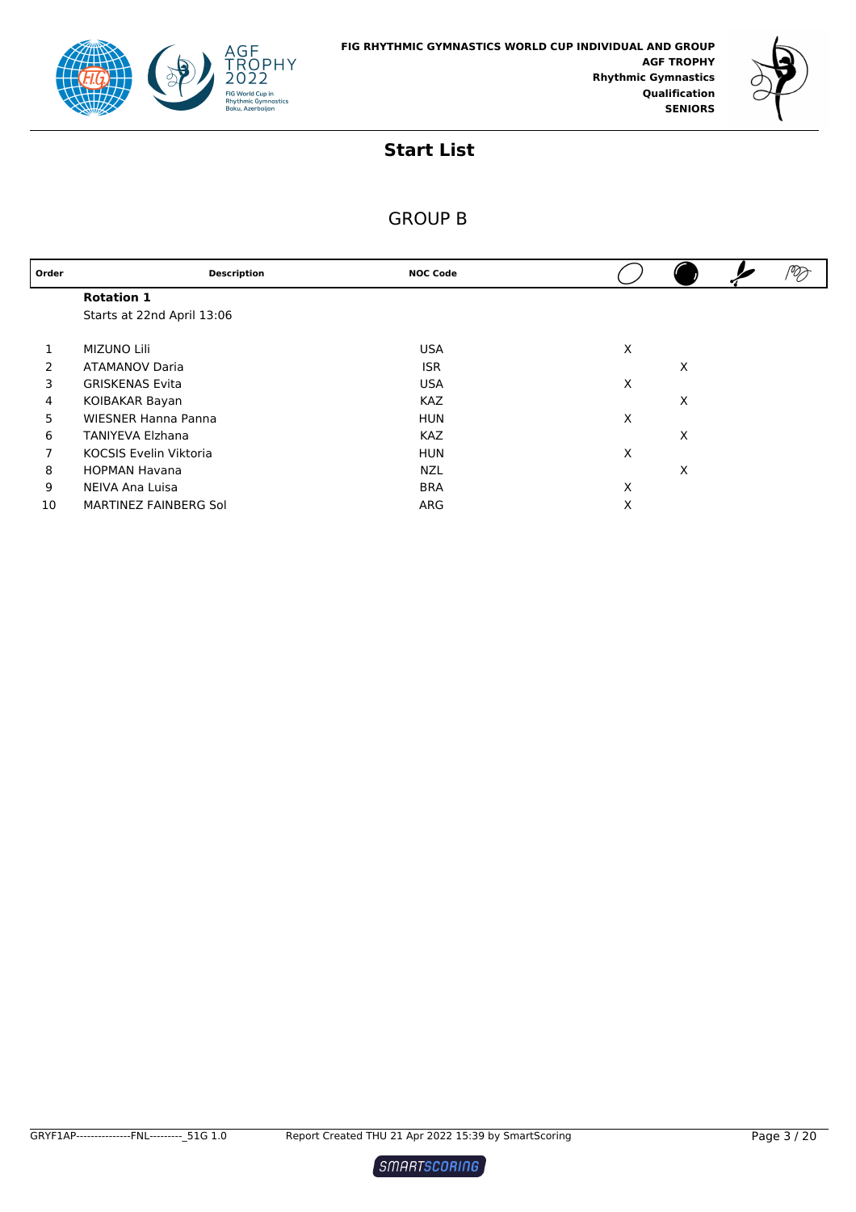FIG RHYTHMIC GYMNASTICS WORLD CUP INDIVIDUAL AND GROUP
AGF TROPHY
Rhythmic Gymnastics
Qualification
SENIORS

# Start List

## GROUP B

| Order | Description | NOC Code | Hoop | Ball | Clubs | Ribbon |
|---|---|---|---|---|---|---|
| | **Rotation 1** | | | | | |
| | Starts at 22nd April 13:06 | | | | | |
| 1 | MIZUNO Lili | USA | X | | | |
| 2 | ATAMANOV Daria | ISR | | X | | |
| 3 | GRISKENAS Evita | USA | X | | | |
| 4 | KOIBAKAR Bayan | KAZ | | X | | |
| 5 | WIESNER Hanna Panna | HUN | X | | | |
| 6 | TANIYEVA Elzhana | KAZ | | X | | |
| 7 | KOCSIS Evelin Viktoria | HUN | X | | | |
| 8 | HOPMAN Havana | NZL | | X | | |
| 9 | NEIVA Ana Luisa | BRA | X | | | |
| 10 | MARTINEZ FAINBERG Sol | ARG | X | | | |

GRYF1AP---------------FNL---------_51G 1.0    Report Created THU 21 Apr 2022 15:39 by SmartScoring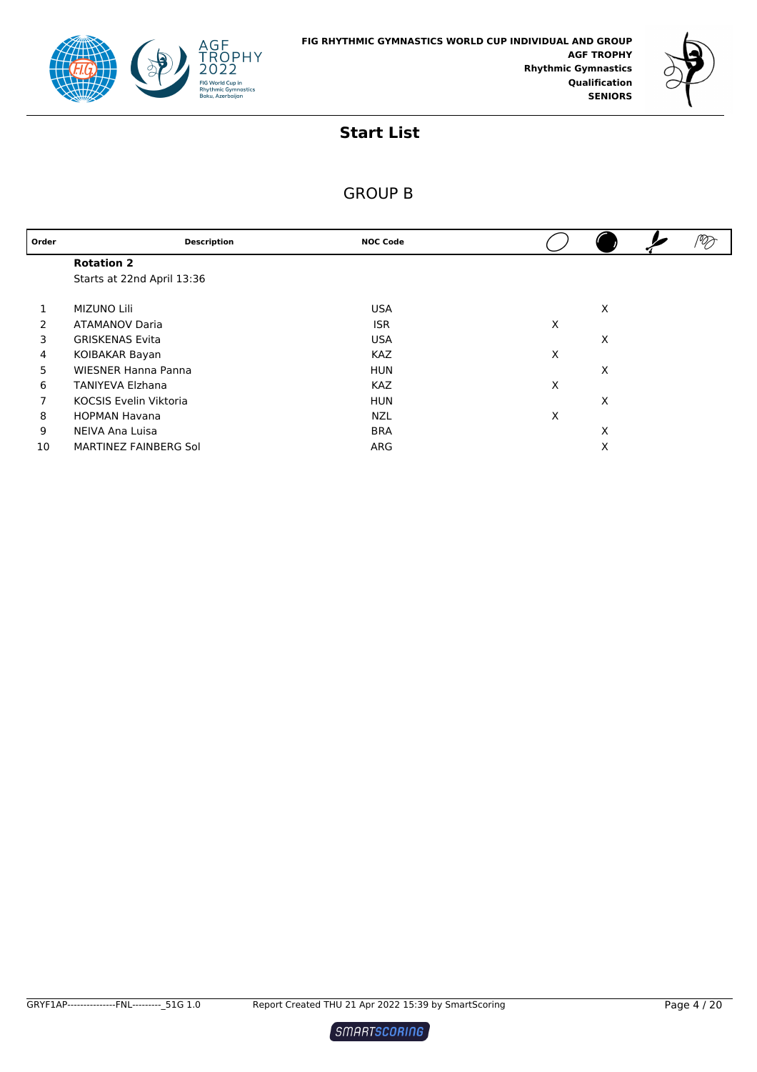FIG RHYTHMIC GYMNASTICS WORLD CUP INDIVIDUAL AND GROUP
**AGF TROPHY**
**Rhythmic Gymnastics**
**Qualification**
**SENIORS**

# Start List

## GROUP B

| Order | Description | NOC Code | Hoop | Ball | Clubs | Ribbon |
|---|---|---|---|---|---|---|
| | **Rotation 2** | | | | | |
| | Starts at 22nd April 13:36 | | | | | |
| 1 | MIZUNO Lili | USA | | X | | |
| 2 | ATAMANOV Daria | ISR | X | | | |
| 3 | GRISKENAS Evita | USA | | X | | |
| 4 | KOIBAKAR Bayan | KAZ | X | | | |
| 5 | WIESNER Hanna Panna | HUN | | X | | |
| 6 | TANIYEVA Elzhana | KAZ | X | | | |
| 7 | KOCSIS Evelin Viktoria | HUN | | X | | |
| 8 | HOPMAN Havana | NZL | X | | | |
| 9 | NEIVA Ana Luisa | BRA | | X | | |
| 10 | MARTINEZ FAINBERG Sol | ARG | | X | | |

GRYF1AP----------------FNL---------_51G 1.0 Report Created THU 21 Apr 2022 15:39 by SmartScoring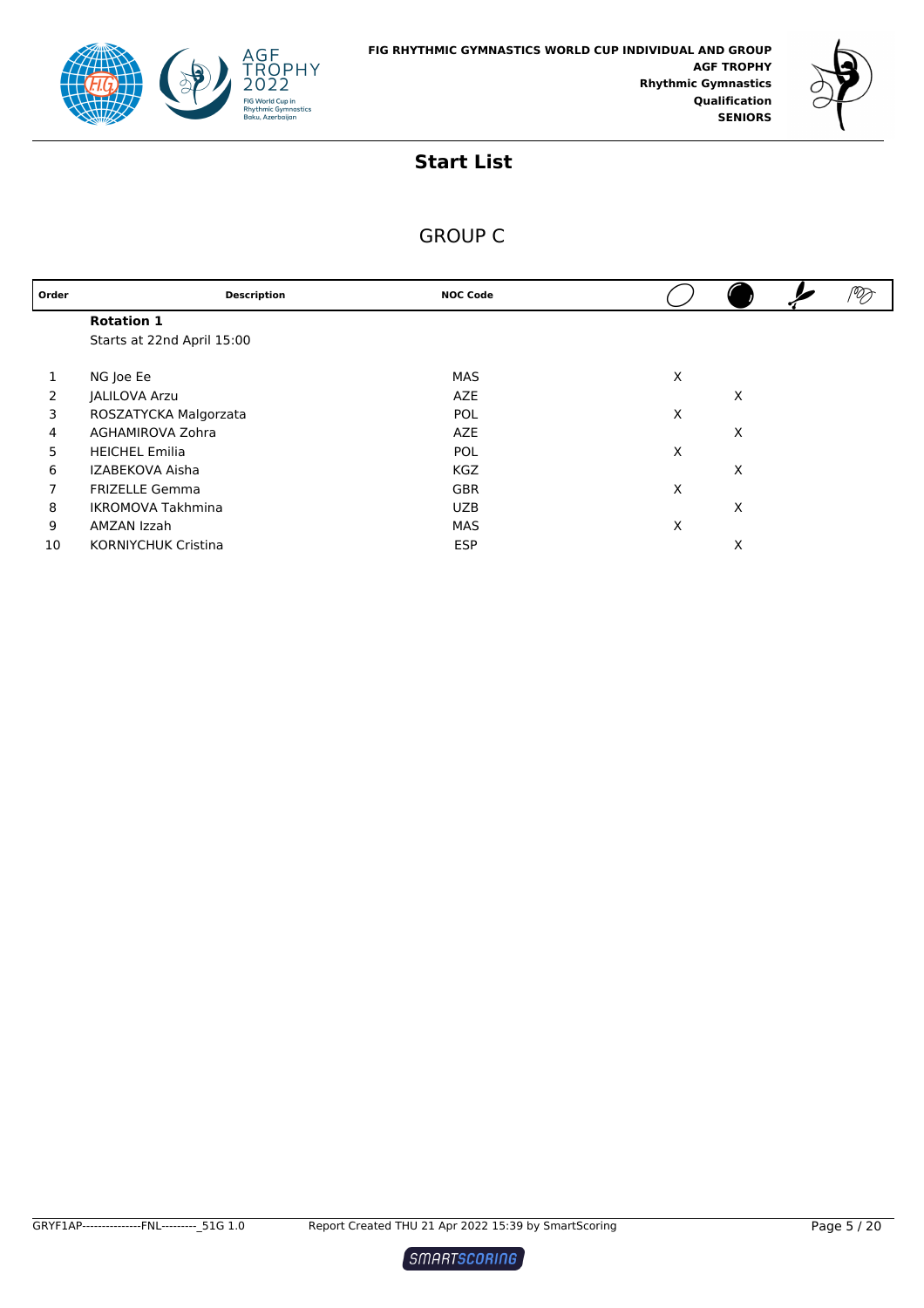FIG RHYTHMIC GYMNASTICS WORLD CUP INDIVIDUAL AND GROUP
**AGF TROPHY**
**Rhythmic Gymnastics**
**Qualification**
**SENIORS**

# Start List

## GROUP C

| Order | Description | NOC Code | Hoop | Ball | Clubs | Ribbon |
|---|---|---|---|---|---|---|
| | **Rotation 1** | | | | | |
| | Starts at 22nd April 15:00 | | | | | |
| 1 | NG Joe Ee | MAS | X | | | |
| 2 | JALILOVA Arzu | AZE | | X | | |
| 3 | ROSZATYCKA Malgorzata | POL | X | | | |
| 4 | AGHAMIROVA Zohra | AZE | | X | | |
| 5 | HEICHEL Emilia | POL | X | | | |
| 6 | IZABEKOVA Aisha | KGZ | | X | | |
| 7 | FRIZELLE Gemma | GBR | X | | | |
| 8 | IKROMOVA Takhmina | UZB | | X | | |
| 9 | AMZAN Izzah | MAS | X | | | |
| 10 | KORNIYCHUK Cristina | ESP | | X | | |

GRYF1AP---------------FNL---------_51G 1.0 Report Created THU 21 Apr 2022 15:39 by SmartScoring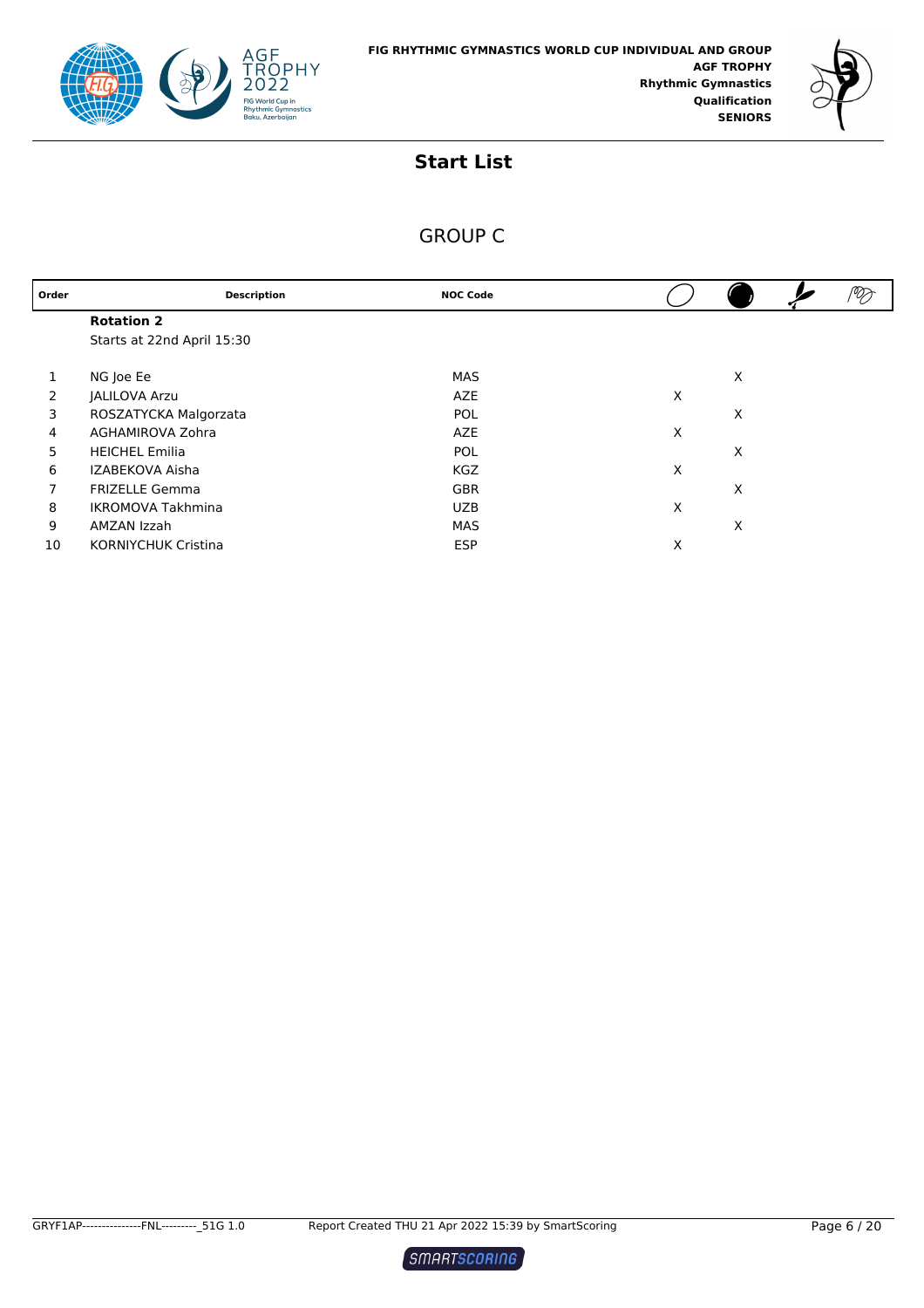FIG RHYTHMIC GYMNASTICS WORLD CUP INDIVIDUAL AND GROUP
**AGF TROPHY**
**Rhythmic Gymnastics**
**Qualification**
**SENIORS**

# Start List

## GROUP C

| Order | Description | NOC Code | Hoop | Ball | Clubs | Ribbon |
|---|---|---|---|---|---|---|
| | **Rotation 2** | | | | | |
| | Starts at 22nd April 15:30 | | | | | |
| 1 | NG Joe Ee | MAS | | X | | |
| 2 | JALILOVA Arzu | AZE | X | | | |
| 3 | ROSZATYCKA Malgorzata | POL | | X | | |
| 4 | AGHAMIROVA Zohra | AZE | X | | | |
| 5 | HEICHEL Emilia | POL | | X | | |
| 6 | IZABEKOVA Aisha | KGZ | X | | | |
| 7 | FRIZELLE Gemma | GBR | | X | | |
| 8 | IKROMOVA Takhmina | UZB | X | | | |
| 9 | AMZAN Izzah | MAS | | X | | |
| 10 | KORNIYCHUK Cristina | ESP | X | | | |

GRYF1AP---------------FNL---------_51G 1.0 Report Created THU 21 Apr 2022 15:39 by SmartScoring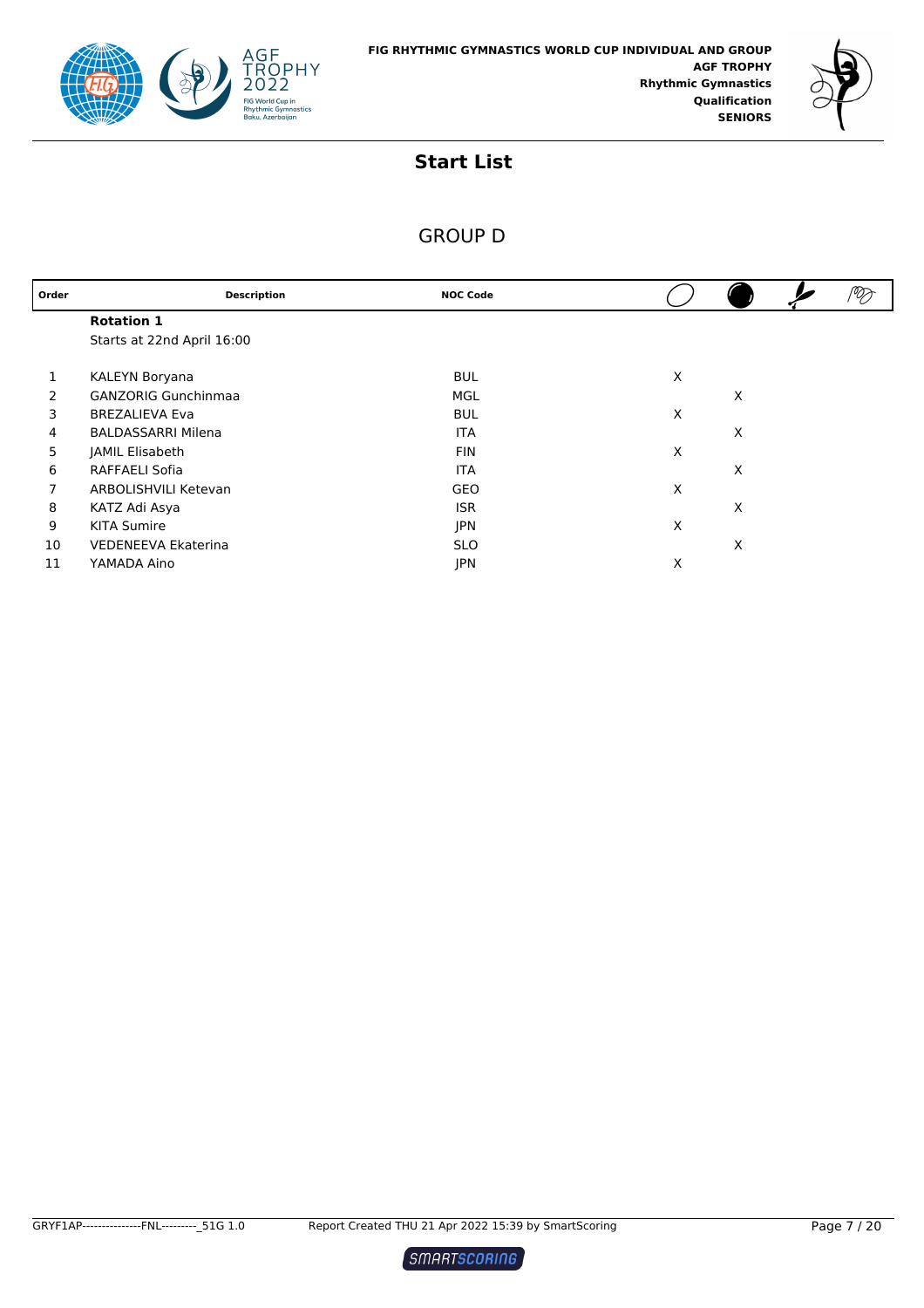FIG RHYTHMIC GYMNASTICS WORLD CUP INDIVIDUAL AND GROUP
AGF TROPHY
Rhythmic Gymnastics
Qualification
SENIORS

# Start List

## GROUP D

| Order | Description | NOC Code | Hoop | Ball | Clubs | Ribbon |
|---|---|---|---|---|---|---|
| | **Rotation 1** | | | | | |
| | Starts at 22nd April 16:00 | | | | | |
| 1 | KALEYN Boryana | BUL | X | | | |
| 2 | GANZORIG Gunchinmaa | MGL | | X | | |
| 3 | BREZALIEVA Eva | BUL | X | | | |
| 4 | BALDASSARRI Milena | ITA | | X | | |
| 5 | JAMIL Elisabeth | FIN | X | | | |
| 6 | RAFFAELI Sofia | ITA | | X | | |
| 7 | ARBOLISHVILI Ketevan | GEO | X | | | |
| 8 | KATZ Adi Asya | ISR | | X | | |
| 9 | KITA Sumire | JPN | X | | | |
| 10 | VEDENEEVA Ekaterina | SLO | | X | | |
| 11 | YAMADA Aino | JPN | X | | | |

GRYF1AP---------------FNL---------_51G 1.0    Report Created THU 21 Apr 2022 15:39 by SmartScoring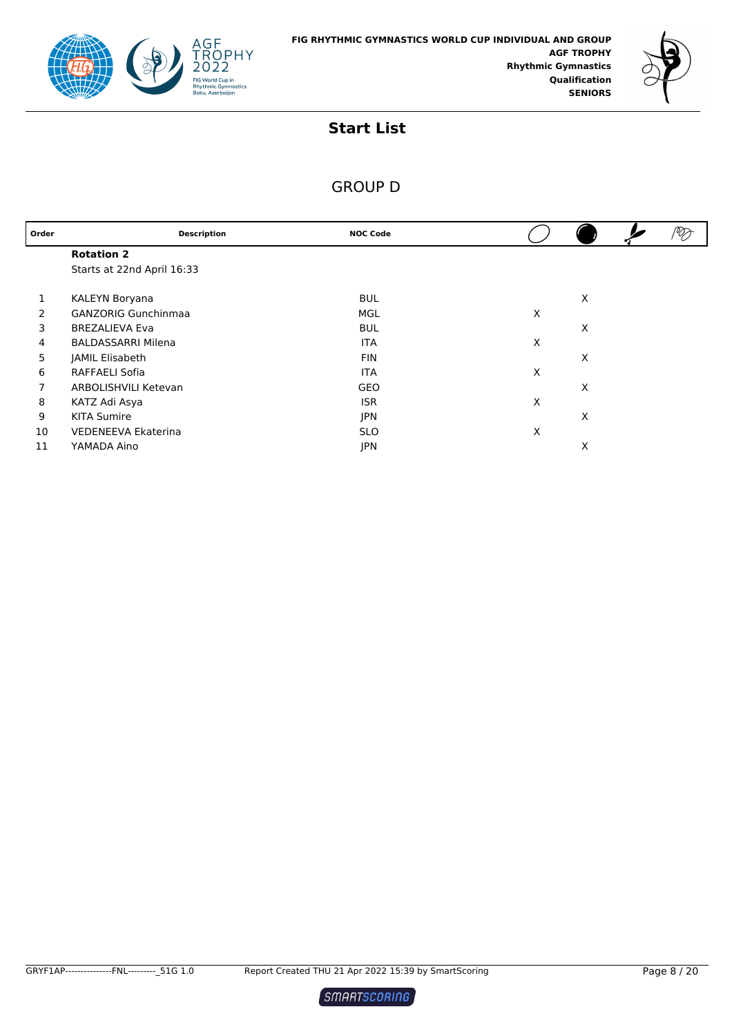**FIG RHYTHMIC GYMNASTICS WORLD CUP INDIVIDUAL AND GROUP**
**AGF TROPHY**
**Rhythmic Gymnastics**
**Qualification**
**SENIORS**

# Start List

## GROUP D

| Order | Description | NOC Code | Hoop | Ball | Clubs | Ribbon |
|---|---|---|---|---|---|---|
| | **Rotation 2** | | | | | |
| | Starts at 22nd April 16:33 | | | | | |
| 1 | KALEYN Boryana | BUL | | X | | |
| 2 | GANZORIG Gunchinmaa | MGL | X | | | |
| 3 | BREZALIEVA Eva | BUL | | X | | |
| 4 | BALDASSARRI Milena | ITA | X | | | |
| 5 | JAMIL Elisabeth | FIN | | X | | |
| 6 | RAFFAELI Sofia | ITA | X | | | |
| 7 | ARBOLISHVILI Ketevan | GEO | | X | | |
| 8 | KATZ Adi Asya | ISR | X | | | |
| 9 | KITA Sumire | JPN | | X | | |
| 10 | VEDENEEVA Ekaterina | SLO | X | | | |
| 11 | YAMADA Aino | JPN | | X | | |

GRYF1AP---------------FNL---------_51G 1.0 Report Created THU 21 Apr 2022 15:39 by SmartScoring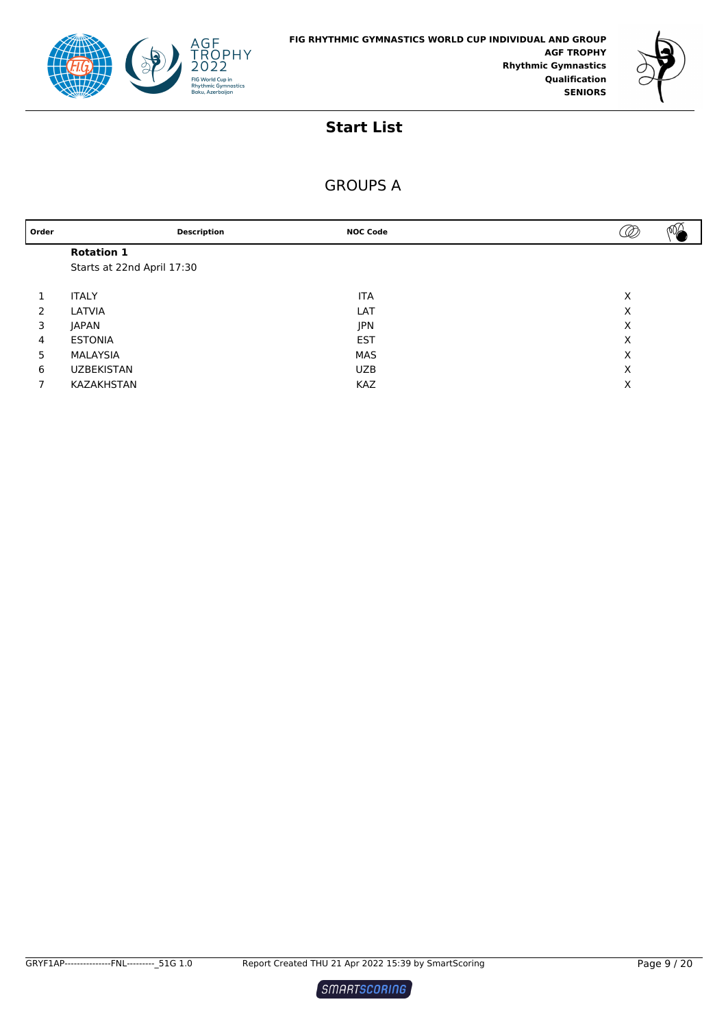FIG RHYTHMIC GYMNASTICS WORLD CUP INDIVIDUAL AND GROUP
**AGF TROPHY**
**Rhythmic Gymnastics**
**Qualification**
**SENIORS**

# Start List

## GROUPS A

| Order | Description | NOC Code | Hoops | Clubs & Balls |
|---|---|---|---|---|
| | **Rotation 1** | | | |
| | Starts at 22nd April 17:30 | | | |
| 1 | ITALY | ITA | X | |
| 2 | LATVIA | LAT | X | |
| 3 | JAPAN | JPN | X | |
| 4 | ESTONIA | EST | X | |
| 5 | MALAYSIA | MAS | X | |
| 6 | UZBEKISTAN | UZB | X | |
| 7 | KAZAKHSTAN | KAZ | X | |

GRYF1AP---------------FNL---------_51G 1.0 Report Created THU 21 Apr 2022 15:39 by SmartScoring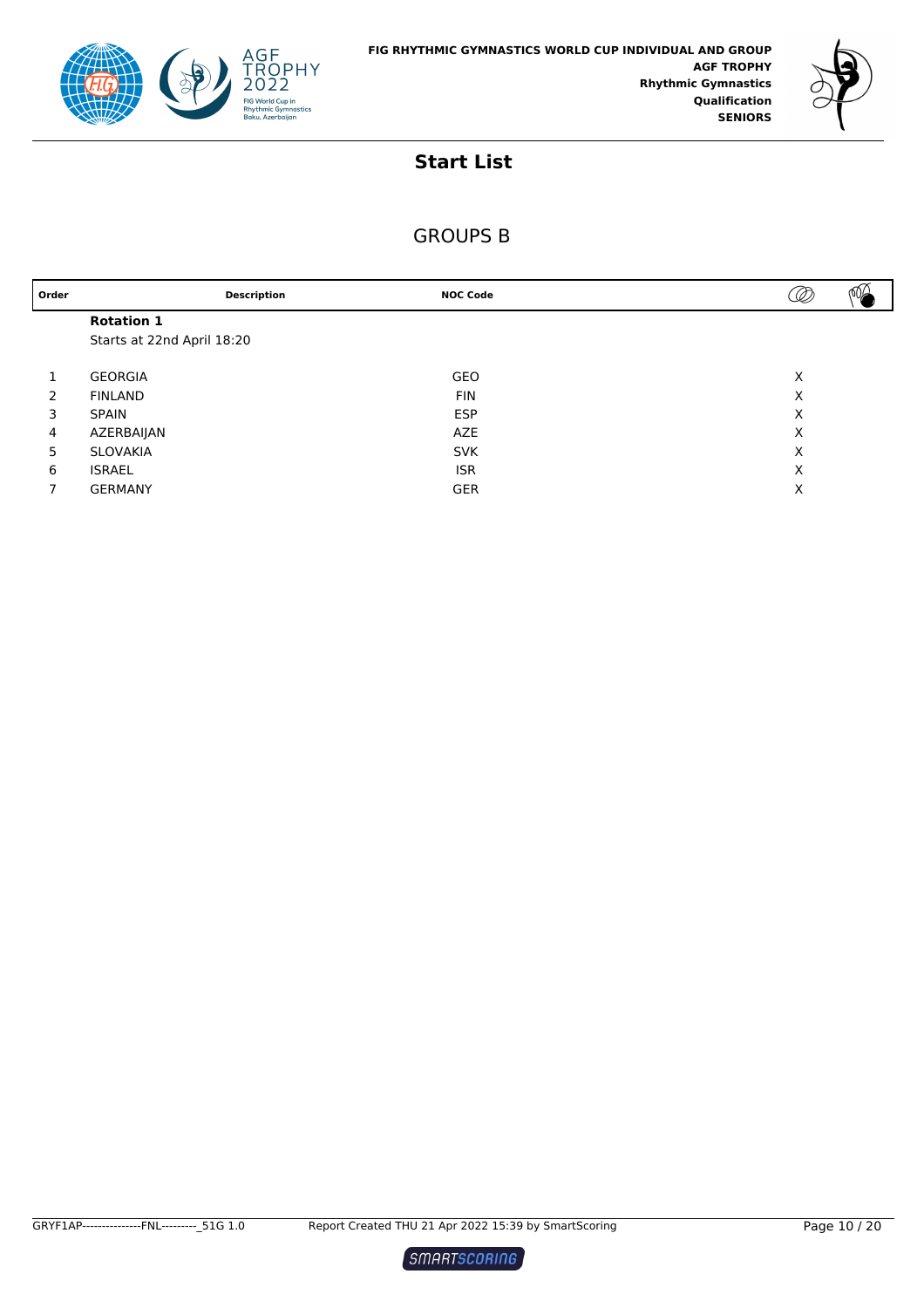**FIG RHYTHMIC GYMNASTICS WORLD CUP INDIVIDUAL AND GROUP**
**AGF TROPHY**
**Rhythmic Gymnastics**
**Qualification**
**SENIORS**

# Start List

## GROUPS B

| Order | Description | NOC Code | | |
|---|---|---|---|---|
| | **Rotation 1** | | | |
| | Starts at 22nd April 18:20 | | | |
| 1 | GEORGIA | GEO | X | |
| 2 | FINLAND | FIN | X | |
| 3 | SPAIN | ESP | X | |
| 4 | AZERBAIJAN | AZE | X | |
| 5 | SLOVAKIA | SVK | X | |
| 6 | ISRAEL | ISR | X | |
| 7 | GERMANY | GER | X | |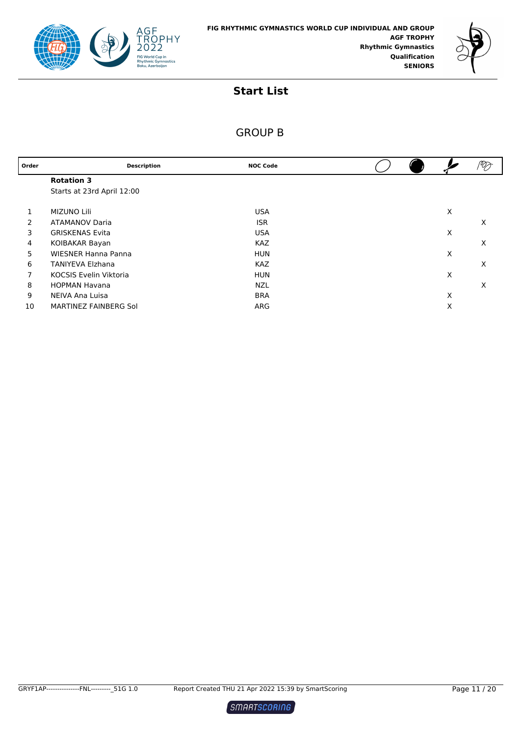**FIG RHYTHMIC GYMNASTICS WORLD CUP INDIVIDUAL AND GROUP**
**AGF TROPHY**
**Rhythmic Gymnastics**
**Qualification**
**SENIORS**

# Start List

## GROUP B

| Order | Description | NOC Code | Hoop | Ball | Clubs | Ribbon |
|---|---|---|---|---|---|---|
| | **Rotation 3** | | | | | |
| | Starts at 23rd April 12:00 | | | | | |
| 1 | MIZUNO Lili | USA | | | X | |
| 2 | ATAMANOV Daria | ISR | | | | X |
| 3 | GRISKENAS Evita | USA | | | X | |
| 4 | KOIBAKAR Bayan | KAZ | | | | X |
| 5 | WIESNER Hanna Panna | HUN | | | X | |
| 6 | TANIYEVA Elzhana | KAZ | | | | X |
| 7 | KOCSIS Evelin Viktoria | HUN | | | X | |
| 8 | HOPMAN Havana | NZL | | | | X |
| 9 | NEIVA Ana Luisa | BRA | | | X | |
| 10 | MARTINEZ FAINBERG Sol | ARG | | | X | |

GRYF1AP---------------FNL---------_51G 1.0 Report Created THU 21 Apr 2022 15:39 by SmartScoring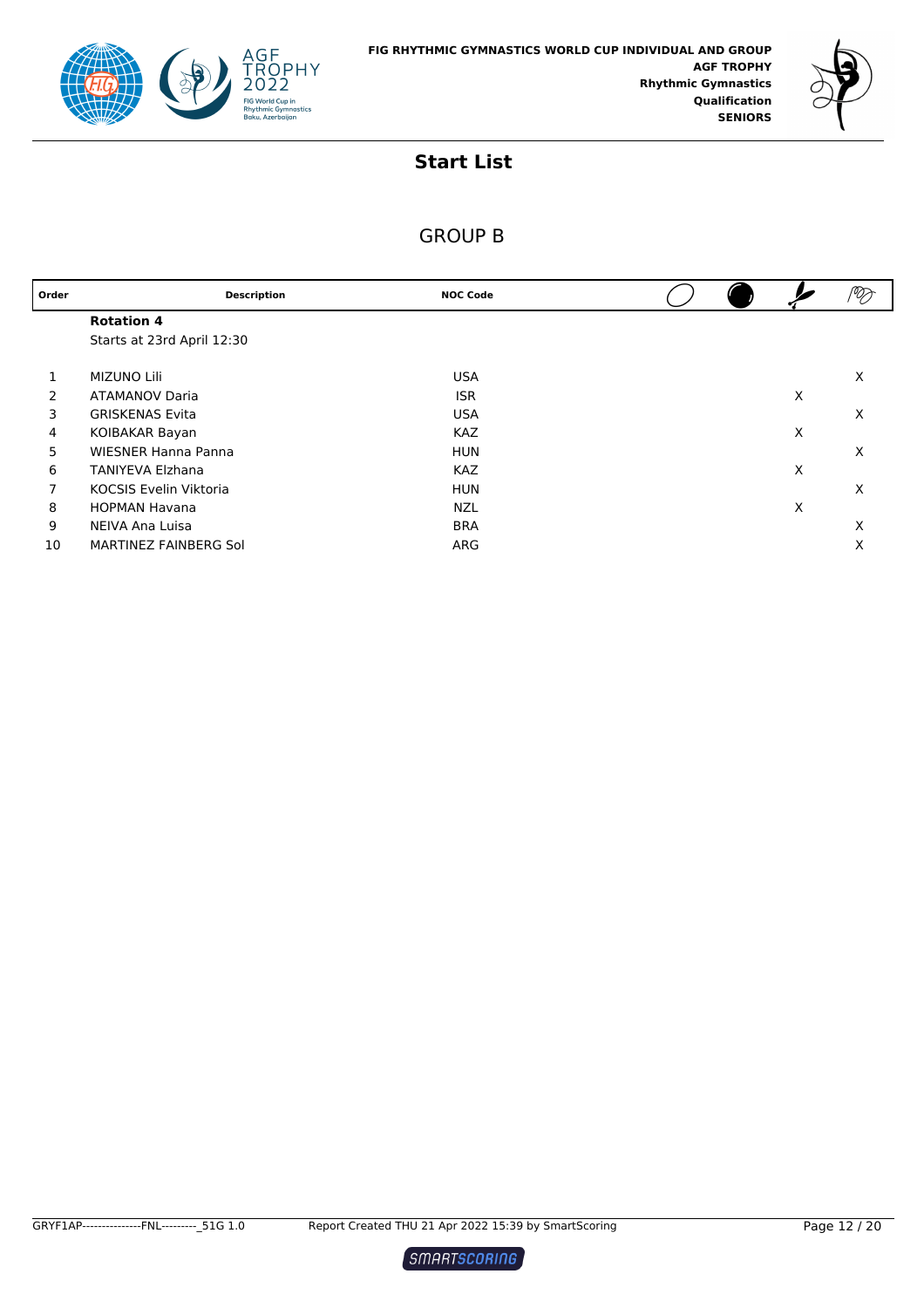FIG RHYTHMIC GYMNASTICS WORLD CUP INDIVIDUAL AND GROUP
AGF TROPHY
Rhythmic Gymnastics
Qualification
SENIORS

# Start List

## GROUP B

| Order | Description | NOC Code | Hoop | Ball | Clubs | Ribbon |
|---|---|---|---|---|---|---|
| | **Rotation 4** | | | | | |
| | Starts at 23rd April 12:30 | | | | | |
| 1 | MIZUNO Lili | USA | | | | X |
| 2 | ATAMANOV Daria | ISR | | | X | |
| 3 | GRISKENAS Evita | USA | | | | X |
| 4 | KOIBAKAR Bayan | KAZ | | | X | |
| 5 | WIESNER Hanna Panna | HUN | | | | X |
| 6 | TANIYEVA Elzhana | KAZ | | | X | |
| 7 | KOCSIS Evelin Viktoria | HUN | | | | X |
| 8 | HOPMAN Havana | NZL | | | X | |
| 9 | NEIVA Ana Luisa | BRA | | | | X |
| 10 | MARTINEZ FAINBERG Sol | ARG | | | | X |

GRYF1AP---------------FNL---------_51G 1.0 Report Created THU 21 Apr 2022 15:39 by SmartScoring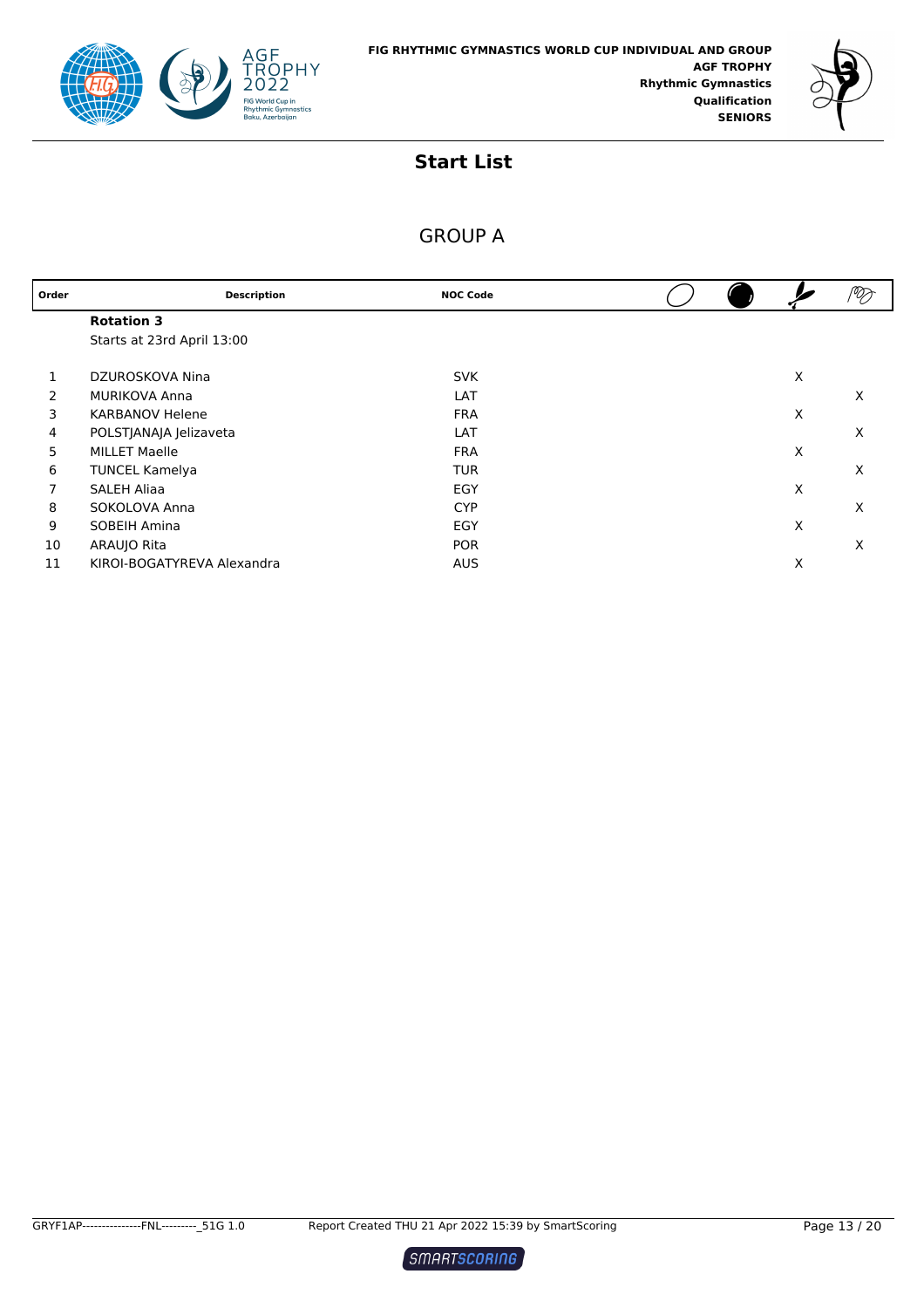FIG RHYTHMIC GYMNASTICS WORLD CUP INDIVIDUAL AND GROUP
**AGF TROPHY**
**Rhythmic Gymnastics**
**Qualification**
**SENIORS**

## Start List

### GROUP A

| Order | Description | NOC Code | Hoop | Ball | Clubs | Ribbon |
|---|---|---|---|---|---|---|
| | **Rotation 3** | | | | | |
| | Starts at 23rd April 13:00 | | | | | |
| 1 | DZUROSKOVA Nina | SVK | | | X | |
| 2 | MURIKOVA Anna | LAT | | | | X |
| 3 | KARBANOV Helene | FRA | | | X | |
| 4 | POLSTJANAJA Jelizaveta | LAT | | | | X |
| 5 | MILLET Maelle | FRA | | | X | |
| 6 | TUNCEL Kamelya | TUR | | | | X |
| 7 | SALEH Aliaa | EGY | | | X | |
| 8 | SOKOLOVA Anna | CYP | | | | X |
| 9 | SOBEIH Amina | EGY | | | X | |
| 10 | ARAUJO Rita | POR | | | | X |
| 11 | KIROI-BOGATYREVA Alexandra | AUS | | | X | |

GRYF1AP---------------FNL---------_51G 1.0 Report Created THU 21 Apr 2022 15:39 by SmartScoring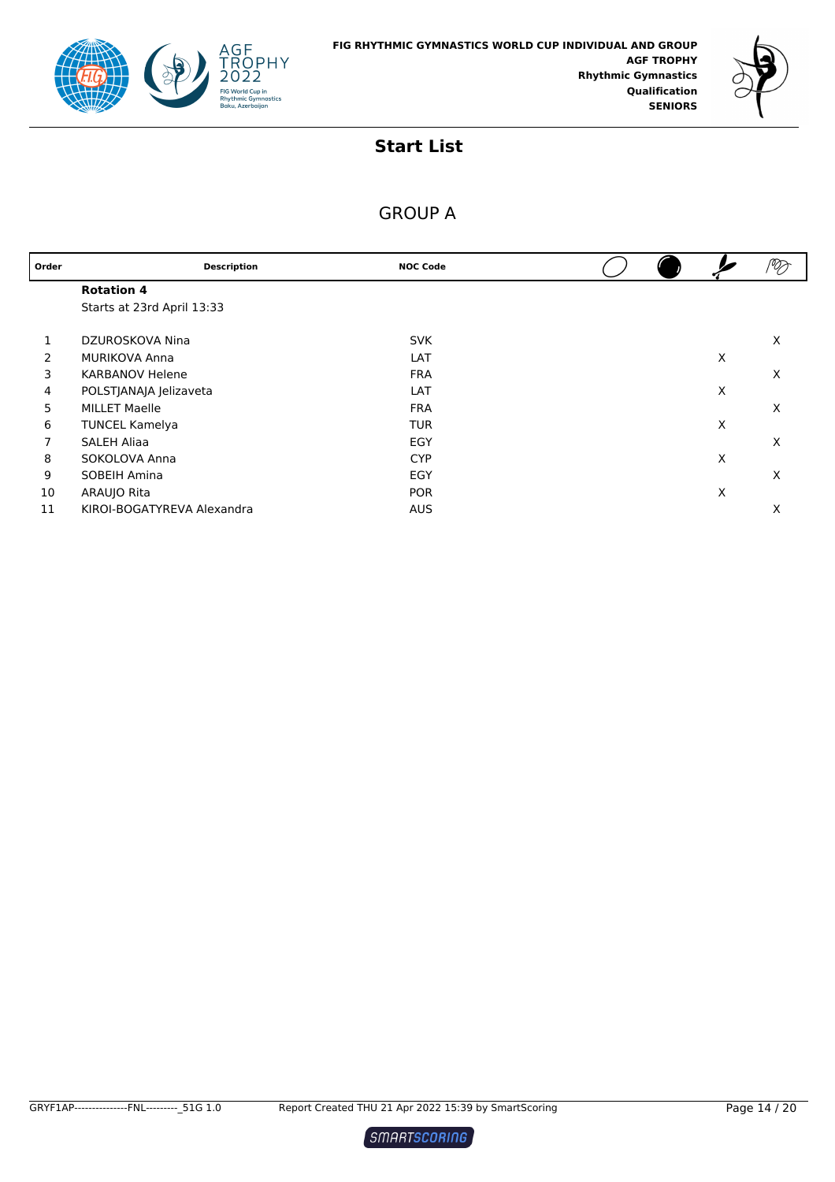FIG RHYTHMIC GYMNASTICS WORLD CUP INDIVIDUAL AND GROUP
**AGF TROPHY**
**Rhythmic Gymnastics**
**Qualification**
**SENIORS**

# Start List

## GROUP A

| Order | Description | NOC Code | Hoop | Ball | Clubs | Ribbon |
|---|---|---|---|---|---|---|
| | **Rotation 4** | | | | | |
| | Starts at 23rd April 13:33 | | | | | |
| 1 | DZUROSKOVA Nina | SVK | | | | X |
| 2 | MURIKOVA Anna | LAT | | | X | |
| 3 | KARBANOV Helene | FRA | | | | X |
| 4 | POLSTJANAJA Jelizaveta | LAT | | | X | |
| 5 | MILLET Maelle | FRA | | | | X |
| 6 | TUNCEL Kamelya | TUR | | | X | |
| 7 | SALEH Aliaa | EGY | | | | X |
| 8 | SOKOLOVA Anna | CYP | | | X | |
| 9 | SOBEIH Amina | EGY | | | | X |
| 10 | ARAUJO Rita | POR | | | X | |
| 11 | KIROI-BOGATYREVA Alexandra | AUS | | | | X |

GRYF1AP---------------FNL---------_51G 1.0 Report Created THU 21 Apr 2022 15:39 by SmartScoring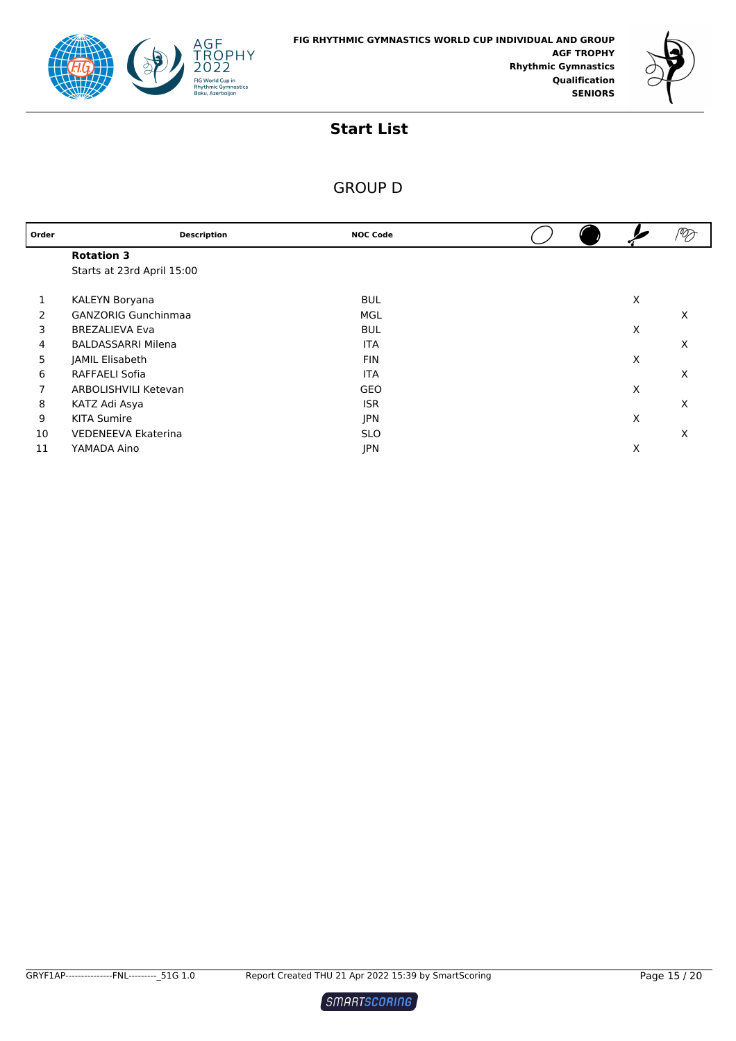**FIG RHYTHMIC GYMNASTICS WORLD CUP INDIVIDUAL AND GROUP**
**AGF TROPHY**
**Rhythmic Gymnastics**
**Qualification**
**SENIORS**

# Start List

## GROUP D

| Order | Description | NOC Code | Hoop | Ball | Clubs | Ribbon |
|---|---|---|---|---|---|---|
| | **Rotation 3** | | | | | |
| | Starts at 23rd April 15:00 | | | | | |
| 1 | KALEYN Boryana | BUL | | | X | |
| 2 | GANZORIG Gunchinmaa | MGL | | | | X |
| 3 | BREZALIEVA Eva | BUL | | | X | |
| 4 | BALDASSARRI Milena | ITA | | | | X |
| 5 | JAMIL Elisabeth | FIN | | | X | |
| 6 | RAFFAELI Sofia | ITA | | | | X |
| 7 | ARBOLISHVILI Ketevan | GEO | | | X | |
| 8 | KATZ Adi Asya | ISR | | | | X |
| 9 | KITA Sumire | JPN | | | X | |
| 10 | VEDENEEVA Ekaterina | SLO | | | | X |
| 11 | YAMADA Aino | JPN | | | X | |

GRYF1AP---------------FNL---------_51G 1.0 Report Created THU 21 Apr 2022 15:39 by SmartScoring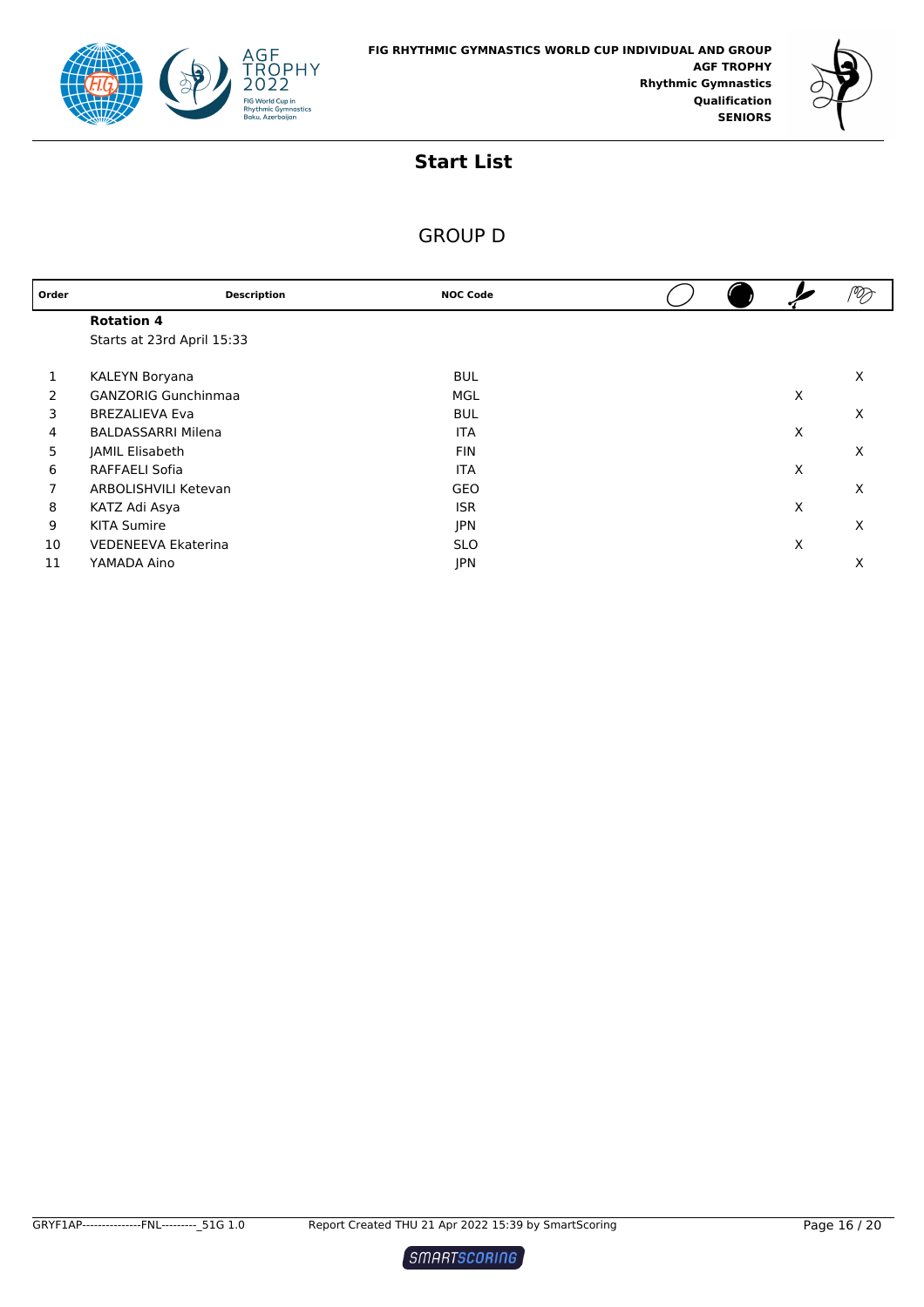FIG RHYTHMIC GYMNASTICS WORLD CUP INDIVIDUAL AND GROUP
**AGF TROPHY**
**Rhythmic Gymnastics**
**Qualification**
**SENIORS**

## Start List

### GROUP D

| Order | Description | NOC Code | Hoop | Ball | Clubs | Ribbon |
|---|---|---|---|---|---|---|
| | **Rotation 4** | | | | | |
| | Starts at 23rd April 15:33 | | | | | |
| 1 | KALEYN Boryana | BUL | | | | X |
| 2 | GANZORIG Gunchinmaa | MGL | | | X | |
| 3 | BREZALIEVA Eva | BUL | | | | X |
| 4 | BALDASSARRI Milena | ITA | | | X | |
| 5 | JAMIL Elisabeth | FIN | | | | X |
| 6 | RAFFAELI Sofia | ITA | | | X | |
| 7 | ARBOLISHVILI Ketevan | GEO | | | | X |
| 8 | KATZ Adi Asya | ISR | | | X | |
| 9 | KITA Sumire | JPN | | | | X |
| 10 | VEDENEEVA Ekaterina | SLO | | | X | |
| 11 | YAMADA Aino | JPN | | | | X |

GRYF1AP----------------FNL---------_51G 1.0 Report Created THU 21 Apr 2022 15:39 by SmartScoring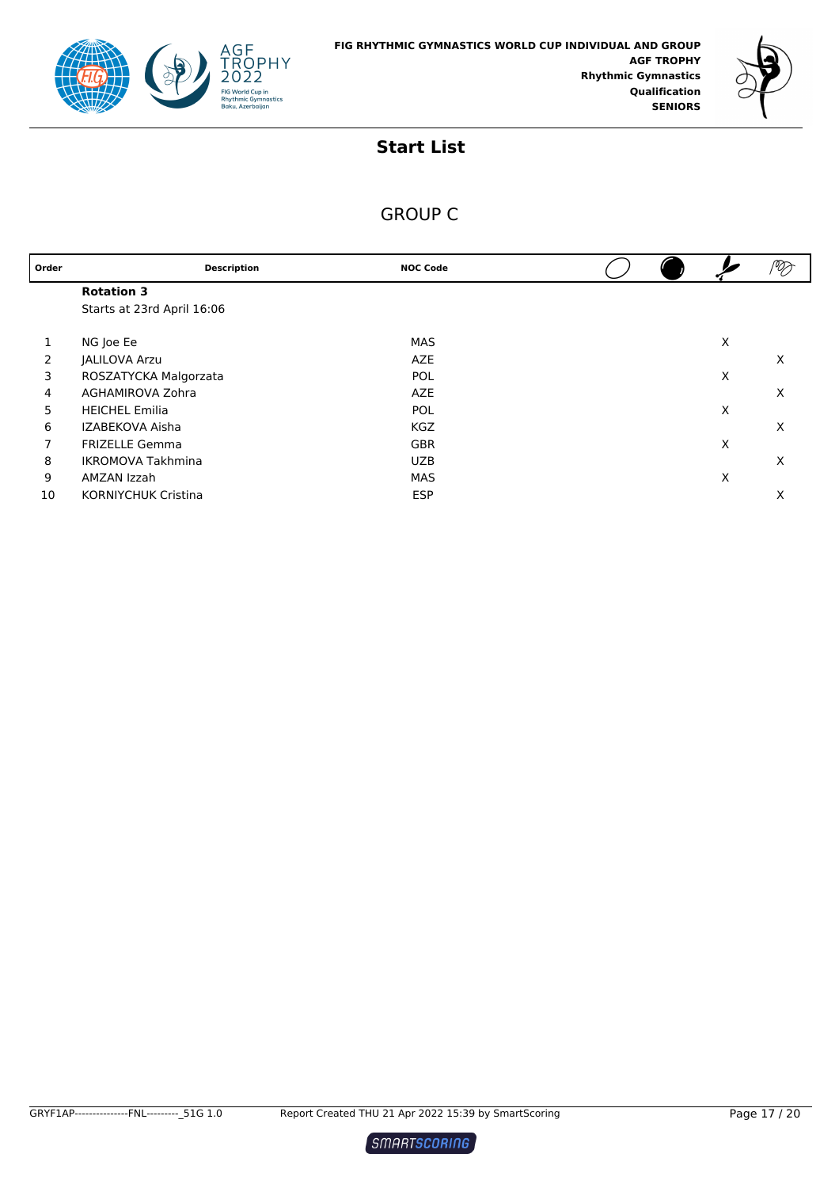FIG RHYTHMIC GYMNASTICS WORLD CUP INDIVIDUAL AND GROUP
**AGF TROPHY**
**Rhythmic Gymnastics**
**Qualification**
**SENIORS**

# Start List

## GROUP C

| Order | Description | NOC Code | Hoop | Ball | Clubs | Ribbon |
|---|---|---|---|---|---|---|
| | **Rotation 3** | | | | | |
| | Starts at 23rd April 16:06 | | | | | |
| 1 | NG Joe Ee | MAS | | | X | |
| 2 | JALILOVA Arzu | AZE | | | | X |
| 3 | ROSZATYCKA Malgorzata | POL | | | X | |
| 4 | AGHAMIROVA Zohra | AZE | | | | X |
| 5 | HEICHEL Emilia | POL | | | X | |
| 6 | IZABEKOVA Aisha | KGZ | | | | X |
| 7 | FRIZELLE Gemma | GBR | | | X | |
| 8 | IKROMOVA Takhmina | UZB | | | | X |
| 9 | AMZAN Izzah | MAS | | | X | |
| 10 | KORNIYCHUK Cristina | ESP | | | | X |

GRYF1AP---------------FNL---------_51G 1.0 Report Created THU 21 Apr 2022 15:39 by SmartScoring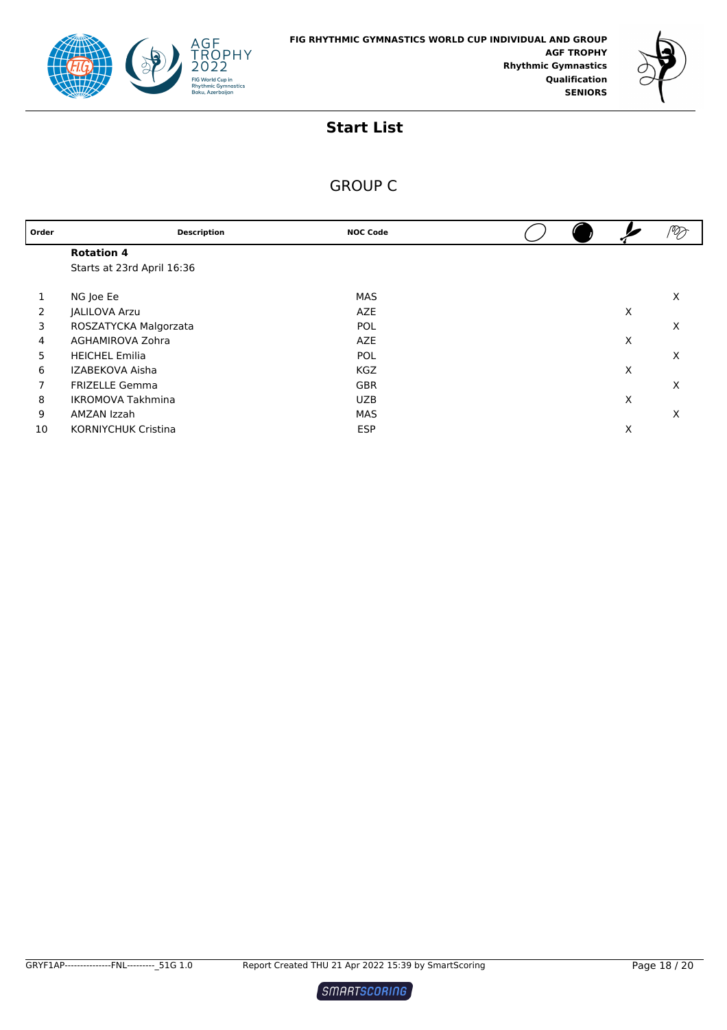FIG RHYTHMIC GYMNASTICS WORLD CUP INDIVIDUAL AND GROUP
**AGF TROPHY**
**Rhythmic Gymnastics**
**Qualification**
**SENIORS**

# Start List

## GROUP C

| Order | Description | NOC Code | Hoop | Ball | Clubs | Ribbon |
|---|---|---|---|---|---|---|
| | **Rotation 4** | | | | | |
| | Starts at 23rd April 16:36 | | | | | |
| 1 | NG Joe Ee | MAS | | | | X |
| 2 | JALILOVA Arzu | AZE | | | X | |
| 3 | ROSZATYCKA Malgorzata | POL | | | | X |
| 4 | AGHAMIROVA Zohra | AZE | | | X | |
| 5 | HEICHEL Emilia | POL | | | | X |
| 6 | IZABEKOVA Aisha | KGZ | | | X | |
| 7 | FRIZELLE Gemma | GBR | | | | X |
| 8 | IKROMOVA Takhmina | UZB | | | X | |
| 9 | AMZAN Izzah | MAS | | | | X |
| 10 | KORNIYCHUK Cristina | ESP | | | X | |

GRYF1AP---------------FNL---------_51G 1.0 Report Created THU 21 Apr 2022 15:39 by SmartScoring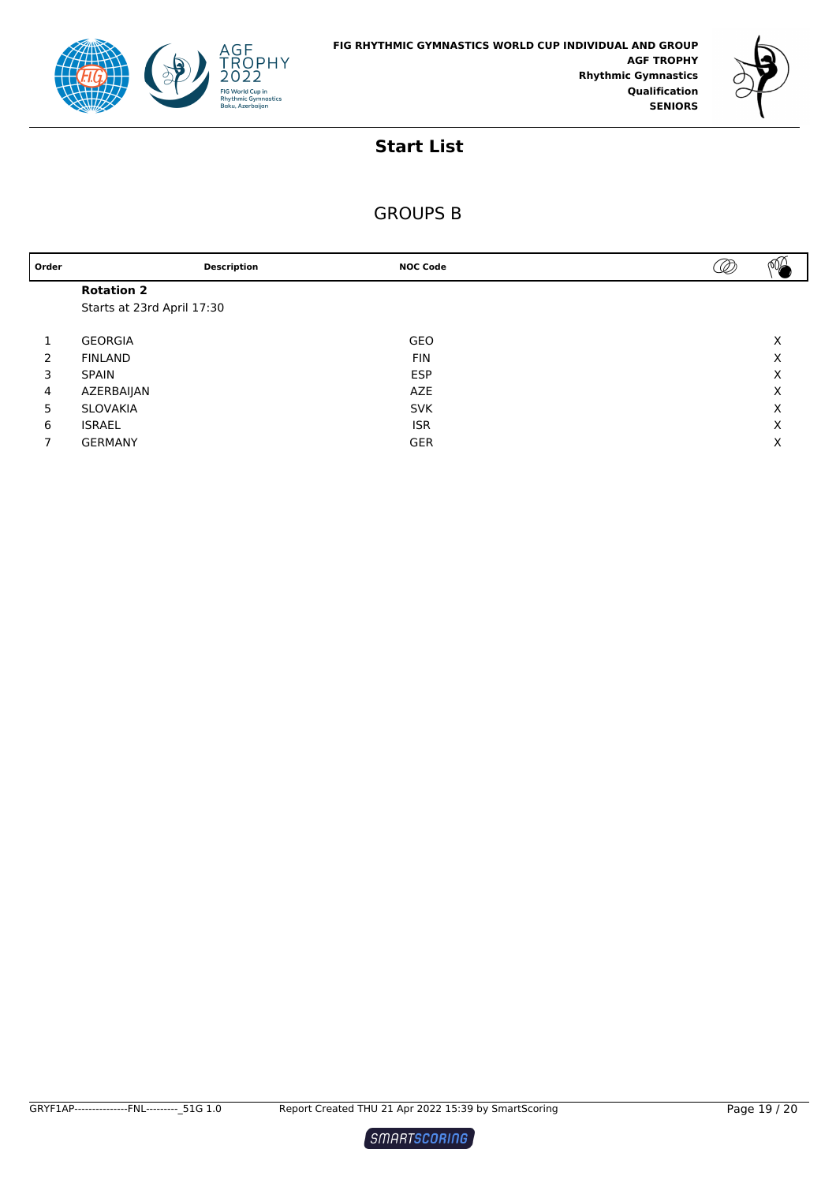## Start List

### GROUPS B

| Order | Description | NOC Code | Hoops | Ribbons/Balls |
|---|---|---|---|---|
| | **Rotation 2** | | | |
| | Starts at 23rd April 17:30 | | | |
| 1 | GEORGIA | GEO | | X |
| 2 | FINLAND | FIN | | X |
| 3 | SPAIN | ESP | | X |
| 4 | AZERBAIJAN | AZE | | X |
| 5 | SLOVAKIA | SVK | | X |
| 6 | ISRAEL | ISR | | X |
| 7 | GERMANY | GER | | X |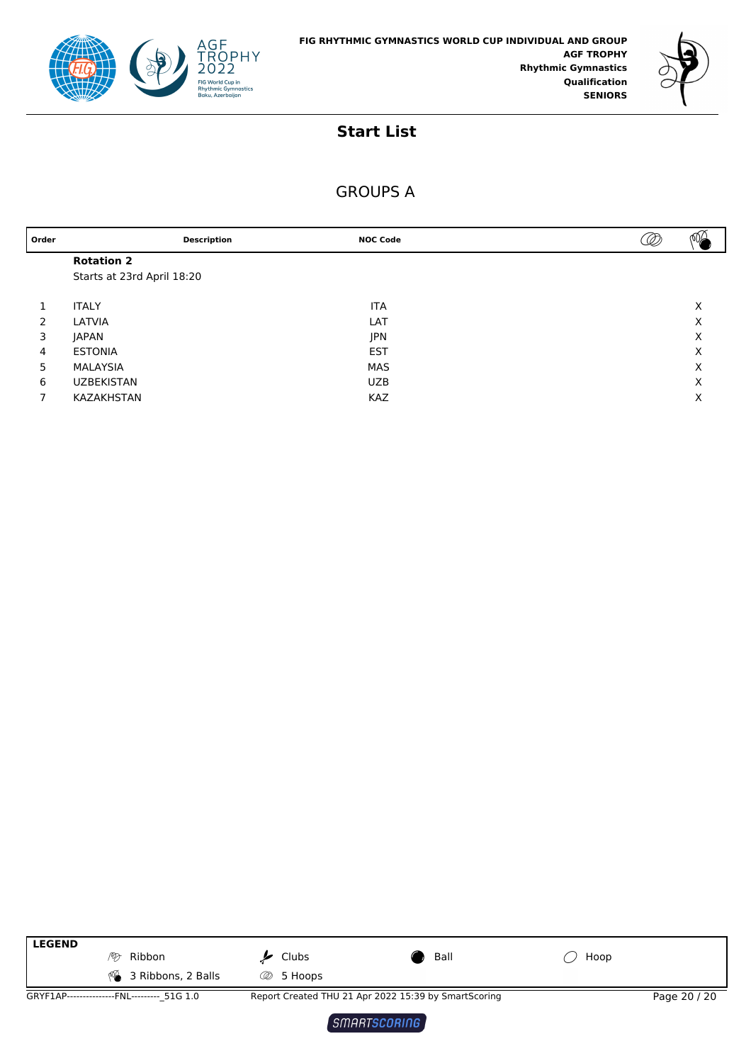FIG RHYTHMIC GYMNASTICS WORLD CUP INDIVIDUAL AND GROUP
AGF TROPHY
Rhythmic Gymnastics
Qualification
SENIORS

# Start List

## GROUPS A

| Order | Description | NOC Code | 5 Hoops | 3 Ribbons, 2 Balls |
|---|---|---|---|---|
| | **Rotation 2** | | | |
| | Starts at 23rd April 18:20 | | | |
| 1 | ITALY | ITA | | X |
| 2 | LATVIA | LAT | | X |
| 3 | JAPAN | JPN | | X |
| 4 | ESTONIA | EST | | X |
| 5 | MALAYSIA | MAS | | X |
| 6 | UZBEKISTAN | UZB | | X |
| 7 | KAZAKHSTAN | KAZ | | X |

**LEGEND**

Ribbon | Clubs | Ball | Hoop
3 Ribbons, 2 Balls | 5 Hoops

GRYF1AP---------------FNL---------_51G 1.0 Report Created THU 21 Apr 2022 15:39 by SmartScoring